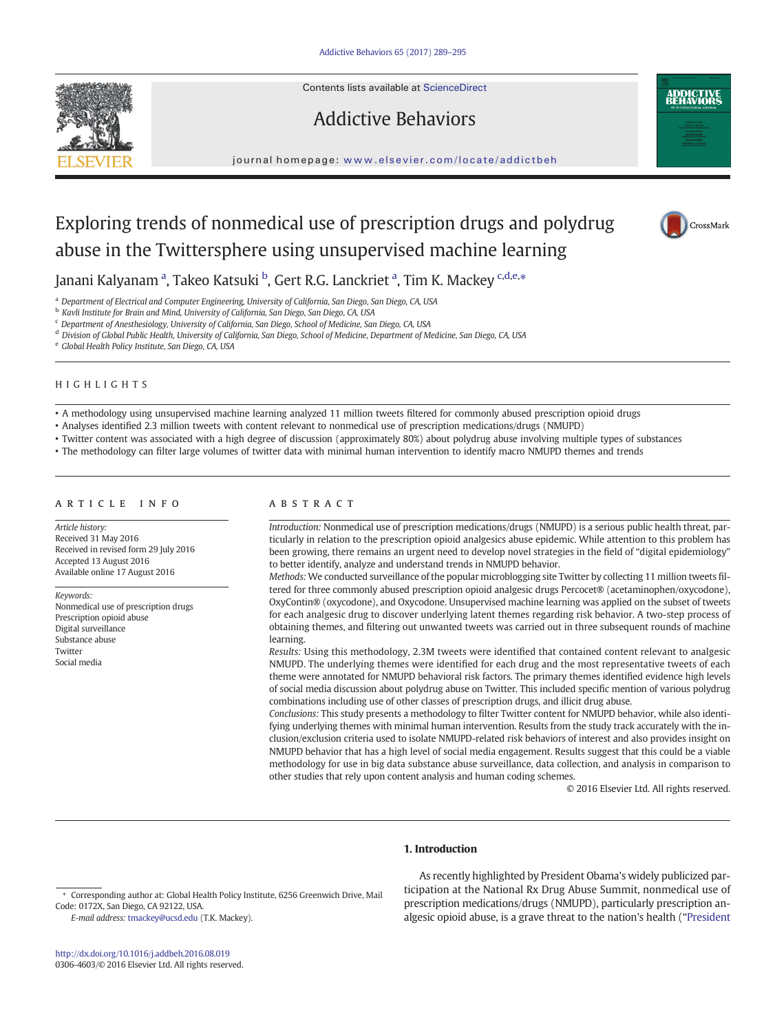# Exploring trends of nonmedical use of prescription drugs and polydrug abuse in the Twittersphere using unsupervised machine learning

Janani Kalyanam [a], Takeo Katsuki [b], Gert R.G. Lanckriet [a], Tim K. Mackey [c,d,e,*]

[a] Department of Electrical and Computer Engineering, University of California, San Diego, San Diego, CA, USA
[b] Kavli Institute for Brain and Mind, University of California, San Diego, San Diego, CA, USA
[c] Department of Anesthesiology, University of California, San Diego, School of Medicine, San Diego, CA, USA
[d] Division of Global Public Health, University of California, San Diego, School of Medicine, Department of Medicine, San Diego, CA, USA
[e] Global Health Policy Institute, San Diego, CA, USA

## HIGHLIGHTS

- A methodology using unsupervised machine learning analyzed 11 million tweets filtered for commonly abused prescription opioid drugs
- Analyses identified 2.3 million tweets with content relevant to nonmedical use of prescription medications/drugs (NMUPD)
- Twitter content was associated with a high degree of discussion (approximately 80%) about polydrug abuse involving multiple types of substances
- The methodology can filter large volumes of twitter data with minimal human intervention to identify macro NMUPD themes and trends

## ARTICLE INFO

*Article history:*
Received 31 May 2016
Received in revised form 29 July 2016
Accepted 13 August 2016
Available online 17 August 2016

*Keywords:*
Nonmedical use of prescription drugs
Prescription opioid abuse
Digital surveillance
Substance abuse
Twitter
Social media

## ABSTRACT

*Introduction:* Nonmedical use of prescription medications/drugs (NMUPD) is a serious public health threat, particularly in relation to the prescription opioid analgesics abuse epidemic. While attention to this problem has been growing, there remains an urgent need to develop novel strategies in the field of "digital epidemiology" to better identify, analyze and understand trends in NMUPD behavior.

*Methods:* We conducted surveillance of the popular microblogging site Twitter by collecting 11 million tweets filtered for three commonly abused prescription opioid analgesic drugs Percocet® (acetaminophen/oxycodone), OxyContin® (oxycodone), and Oxycodone. Unsupervised machine learning was applied on the subset of tweets for each analgesic drug to discover underlying latent themes regarding risk behavior. A two-step process of obtaining themes, and filtering out unwanted tweets was carried out in three subsequent rounds of machine learning.

*Results:* Using this methodology, 2.3M tweets were identified that contained content relevant to analgesic NMUPD. The underlying themes were identified for each drug and the most representative tweets of each theme were annotated for NMUPD behavioral risk factors. The primary themes identified evidence high levels of social media discussion about polydrug abuse on Twitter. This included specific mention of various polydrug combinations including use of other classes of prescription drugs, and illicit drug abuse.

*Conclusions:* This study presents a methodology to filter Twitter content for NMUPD behavior, while also identifying underlying themes with minimal human intervention. Results from the study track accurately with the inclusion/exclusion criteria used to isolate NMUPD-related risk behaviors of interest and also provides insight on NMUPD behavior that has a high level of social media engagement. Results suggest that this could be a viable methodology for use in big data substance abuse surveillance, data collection, and analysis in comparison to other studies that rely upon content analysis and human coding schemes.

© 2016 Elsevier Ltd. All rights reserved.

## 1. Introduction

As recently highlighted by President Obama's widely publicized participation at the National Rx Drug Abuse Summit, nonmedical use of prescription medications/drugs (NMUPD), particularly prescription analgesic opioid abuse, is a grave threat to the nation's health ("President

* Corresponding author at: Global Health Policy Institute, 6256 Greenwich Drive, Mail Code: 0172X, San Diego, CA 92122, USA.
*E-mail address:* tmackey@ucsd.edu (T.K. Mackey).

http://dx.doi.org/10.1016/j.addbeh.2016.08.019
0306-4603/© 2016 Elsevier Ltd. All rights reserved.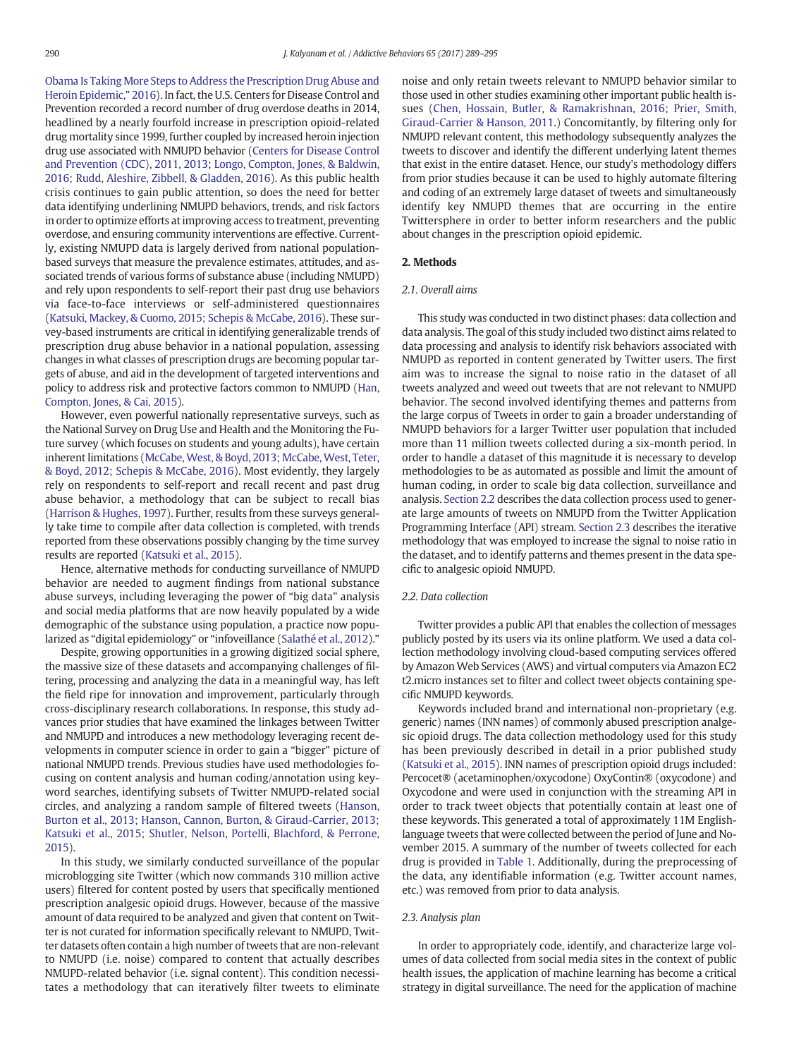Obama Is Taking More Steps to Address the Prescription Drug Abuse and Heroin Epidemic," 2016). In fact, the U.S. Centers for Disease Control and Prevention recorded a record number of drug overdose deaths in 2014, headlined by a nearly fourfold increase in prescription opioid-related drug mortality since 1999, further coupled by increased heroin injection drug use associated with NMUPD behavior (Centers for Disease Control and Prevention (CDC), 2011, 2013; Longo, Compton, Jones, & Baldwin, 2016; Rudd, Aleshire, Zibbell, & Gladden, 2016). As this public health crisis continues to gain public attention, so does the need for better data identifying underlining NMUPD behaviors, trends, and risk factors in order to optimize efforts at improving access to treatment, preventing overdose, and ensuring community interventions are effective. Currently, existing NMUPD data is largely derived from national population-based surveys that measure the prevalence estimates, attitudes, and associated trends of various forms of substance abuse (including NMUPD) and rely upon respondents to self-report their past drug use behaviors via face-to-face interviews or self-administered questionnaires (Katsuki, Mackey, & Cuomo, 2015; Schepis & McCabe, 2016). These survey-based instruments are critical in identifying generalizable trends of prescription drug abuse behavior in a national population, assessing changes in what classes of prescription drugs are becoming popular targets of abuse, and aid in the development of targeted interventions and policy to address risk and protective factors common to NMUPD (Han, Compton, Jones, & Cai, 2015).

However, even powerful nationally representative surveys, such as the National Survey on Drug Use and Health and the Monitoring the Future survey (which focuses on students and young adults), have certain inherent limitations (McCabe, West, & Boyd, 2013; McCabe, West, Teter, & Boyd, 2012; Schepis & McCabe, 2016). Most evidently, they largely rely on respondents to self-report and recall recent and past drug abuse behavior, a methodology that can be subject to recall bias (Harrison & Hughes, 1997). Further, results from these surveys generally take time to compile after data collection is completed, with trends reported from these observations possibly changing by the time survey results are reported (Katsuki et al., 2015).

Hence, alternative methods for conducting surveillance of NMUPD behavior are needed to augment findings from national substance abuse surveys, including leveraging the power of "big data" analysis and social media platforms that are now heavily populated by a wide demographic of the substance using population, a practice now popularized as "digital epidemiology" or "infoveillance (Salathé et al., 2012)."

Despite, growing opportunities in a growing digitized social sphere, the massive size of these datasets and accompanying challenges of filtering, processing and analyzing the data in a meaningful way, has left the field ripe for innovation and improvement, particularly through cross-disciplinary research collaborations. In response, this study advances prior studies that have examined the linkages between Twitter and NMUPD and introduces a new methodology leveraging recent developments in computer science in order to gain a "bigger" picture of national NMUPD trends. Previous studies have used methodologies focusing on content analysis and human coding/annotation using keyword searches, identifying subsets of Twitter NMUPD-related social circles, and analyzing a random sample of filtered tweets (Hanson, Burton et al., 2013; Hanson, Cannon, Burton, & Giraud-Carrier, 2013; Katsuki et al., 2015; Shutler, Nelson, Portelli, Blachford, & Perrone, 2015).

In this study, we similarly conducted surveillance of the popular microblogging site Twitter (which now commands 310 million active users) filtered for content posted by users that specifically mentioned prescription analgesic opioid drugs. However, because of the massive amount of data required to be analyzed and given that content on Twitter is not curated for information specifically relevant to NMUPD, Twitter datasets often contain a high number of tweets that are non-relevant to NMUPD (i.e. noise) compared to content that actually describes NMUPD-related behavior (i.e. signal content). This condition necessitates a methodology that can iteratively filter tweets to eliminate noise and only retain tweets relevant to NMUPD behavior similar to those used in other studies examining other important public health issues (Chen, Hossain, Butler, & Ramakrishnan, 2016; Prier, Smith, Giraud-Carrier & Hanson, 2011.) Concomitantly, by filtering only for NMUPD relevant content, this methodology subsequently analyzes the tweets to discover and identify the different underlying latent themes that exist in the entire dataset. Hence, our study's methodology differs from prior studies because it can be used to highly automate filtering and coding of an extremely large dataset of tweets and simultaneously identify key NMUPD themes that are occurring in the entire Twittersphere in order to better inform researchers and the public about changes in the prescription opioid epidemic.

## 2. Methods

### 2.1. Overall aims

This study was conducted in two distinct phases: data collection and data analysis. The goal of this study included two distinct aims related to data processing and analysis to identify risk behaviors associated with NMUPD as reported in content generated by Twitter users. The first aim was to increase the signal to noise ratio in the dataset of all tweets analyzed and weed out tweets that are not relevant to NMUPD behavior. The second involved identifying themes and patterns from the large corpus of Tweets in order to gain a broader understanding of NMUPD behaviors for a larger Twitter user population that included more than 11 million tweets collected during a six-month period. In order to handle a dataset of this magnitude it is necessary to develop methodologies to be as automated as possible and limit the amount of human coding, in order to scale big data collection, surveillance and analysis. Section 2.2 describes the data collection process used to generate large amounts of tweets on NMUPD from the Twitter Application Programming Interface (API) stream. Section 2.3 describes the iterative methodology that was employed to increase the signal to noise ratio in the dataset, and to identify patterns and themes present in the data specific to analgesic opioid NMUPD.

### 2.2. Data collection

Twitter provides a public API that enables the collection of messages publicly posted by its users via its online platform. We used a data collection methodology involving cloud-based computing services offered by Amazon Web Services (AWS) and virtual computers via Amazon EC2 t2.micro instances set to filter and collect tweet objects containing specific NMUPD keywords.

Keywords included brand and international non-proprietary (e.g. generic) names (INN names) of commonly abused prescription analgesic opioid drugs. The data collection methodology used for this study has been previously described in detail in a prior published study (Katsuki et al., 2015). INN names of prescription opioid drugs included: Percocet® (acetaminophen/oxycodone) OxyContin® (oxycodone) and Oxycodone and were used in conjunction with the streaming API in order to track tweet objects that potentially contain at least one of these keywords. This generated a total of approximately 11M English-language tweets that were collected between the period of June and November 2015. A summary of the number of tweets collected for each drug is provided in Table 1. Additionally, during the preprocessing of the data, any identifiable information (e.g. Twitter account names, etc.) was removed from prior to data analysis.

### 2.3. Analysis plan

In order to appropriately code, identify, and characterize large volumes of data collected from social media sites in the context of public health issues, the application of machine learning has become a critical strategy in digital surveillance. The need for the application of machine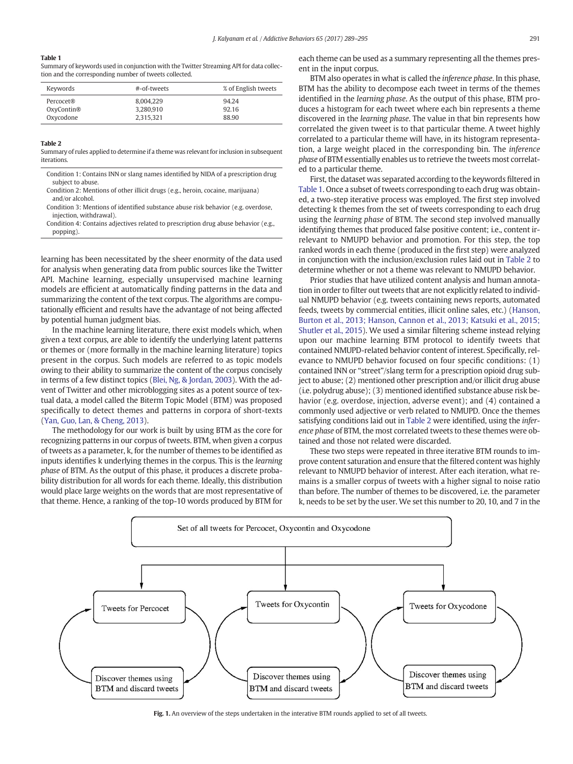**Table 1**
Summary of keywords used in conjunction with the Twitter Streaming API for data collection and the corresponding number of tweets collected.

| Keywords | #-of-tweets | % of English tweets |
|---|---|---|
| Percocet® | 8,004,229 | 94.24 |
| OxyContin® | 3,280,910 | 92.16 |
| Oxycodone | 2,315,321 | 88.90 |

**Table 2**
Summary of rules applied to determine if a theme was relevant for inclusion in subsequent iterations.

| |
|---|
| Condition 1: Contains INN or slang names identified by NIDA of a prescription drug subject to abuse. |
| Condition 2: Mentions of other illicit drugs (e.g., heroin, cocaine, marijuana) and/or alcohol. |
| Condition 3: Mentions of identified substance abuse risk behavior (e.g. overdose, injection, withdrawal). |
| Condition 4: Contains adjectives related to prescription drug abuse behavior (e.g., popping). |

learning has been necessitated by the sheer enormity of the data used for analysis when generating data from public sources like the Twitter API. Machine learning, especially unsupervised machine learning models are efficient at automatically finding patterns in the data and summarizing the content of the text corpus. The algorithms are computationally efficient and results have the advantage of not being affected by potential human judgment bias.

In the machine learning literature, there exist models which, when given a text corpus, are able to identify the underlying latent patterns or themes or (more formally in the machine learning literature) topics present in the corpus. Such models are referred to as topic models owing to their ability to summarize the content of the corpus concisely in terms of a few distinct topics (Blei, Ng, & Jordan, 2003). With the advent of Twitter and other microblogging sites as a potent source of textual data, a model called the Biterm Topic Model (BTM) was proposed specifically to detect themes and patterns in corpora of short-texts (Yan, Guo, Lan, & Cheng, 2013).

The methodology for our work is built by using BTM as the core for recognizing patterns in our corpus of tweets. BTM, when given a corpus of tweets as a parameter, k, for the number of themes to be identified as inputs identifies k underlying themes in the corpus. This is the *learning phase* of BTM. As the output of this phase, it produces a discrete probability distribution for all words for each theme. Ideally, this distribution would place large weights on the words that are most representative of that theme. Hence, a ranking of the top-10 words produced by BTM for each theme can be used as a summary representing all the themes present in the input corpus.

BTM also operates in what is called the *inference phase*. In this phase, BTM has the ability to decompose each tweet in terms of the themes identified in the *learning phase*. As the output of this phase, BTM produces a histogram for each tweet where each bin represents a theme discovered in the *learning phase*. The value in that bin represents how correlated the given tweet is to that particular theme. A tweet highly correlated to a particular theme will have, in its histogram representation, a large weight placed in the corresponding bin. The *inference phase* of BTM essentially enables us to retrieve the tweets most correlated to a particular theme.

First, the dataset was separated according to the keywords filtered in Table 1. Once a subset of tweets corresponding to each drug was obtained, a two-step iterative process was employed. The first step involved detecting k themes from the set of tweets corresponding to each drug using the *learning phase* of BTM. The second step involved manually identifying themes that produced false positive content; i.e., content irrelevant to NMUPD behavior and promotion. For this step, the top ranked words in each theme (produced in the first step) were analyzed in conjunction with the inclusion/exclusion rules laid out in Table 2 to determine whether or not a theme was relevant to NMUPD behavior.

Prior studies that have utilized content analysis and human annotation in order to filter out tweets that are not explicitly related to individual NMUPD behavior (e.g. tweets containing news reports, automated feeds, tweets by commercial entities, illicit online sales, etc.) (Hanson, Burton et al., 2013; Hanson, Cannon et al., 2013; Katsuki et al., 2015; Shutler et al., 2015). We used a similar filtering scheme instead relying upon our machine learning BTM protocol to identify tweets that contained NMUPD-related behavior content of interest. Specifically, relevance to NMUPD behavior focused on four specific conditions: (1) contained INN or "street"/slang term for a prescription opioid drug subject to abuse; (2) mentioned other prescription and/or illicit drug abuse (i.e. polydrug abuse); (3) mentioned identified substance abuse risk behavior (e.g. overdose, injection, adverse event); and (4) contained a commonly used adjective or verb related to NMUPD. Once the themes satisfying conditions laid out in Table 2 were identified, using the *inference phase* of BTM, the most correlated tweets to these themes were obtained and those not related were discarded.

These two steps were repeated in three iterative BTM rounds to improve content saturation and ensure that the filtered content was highly relevant to NMUPD behavior of interest. After each iteration, what remains is a smaller corpus of tweets with a higher signal to noise ratio than before. The number of themes to be discovered, i.e. the parameter k, needs to be set by the user. We set this number to 20, 10, and 7 in the

Set of all tweets for Percocet, Oxycontin and Oxycodone

Tweets for Percocet | Tweets for Oxycontin | Tweets for Oxycodone

Discover themes using BTM and discard tweets | Discover themes using BTM and discard tweets | Discover themes using BTM and discard tweets

**Fig. 1.** An overview of the steps undertaken in the interative BTM rounds applied to set of all tweets.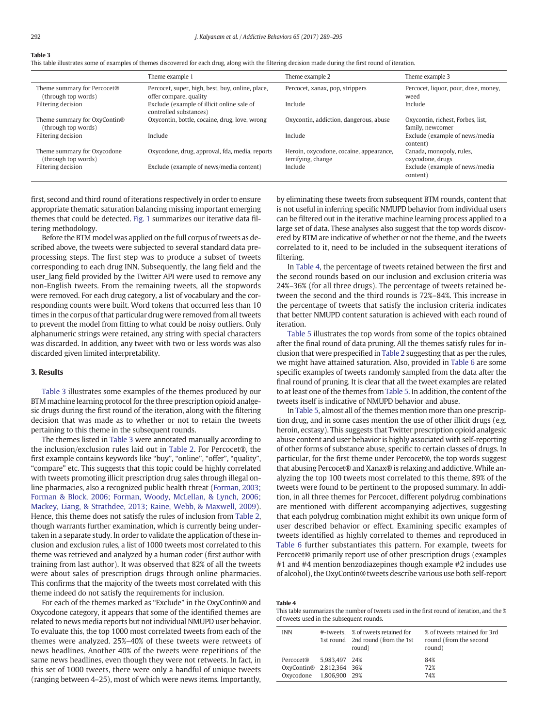**Table 3**
This table illustrates some of examples of themes discovered for each drug, along with the filtering decision made during the first round of iteration.

| | Theme example 1 | Theme example 2 | Theme example 3 |
|---|---|---|---|
| Theme summary for Percocet® (through top words) | Percocet, super, high, best, buy, online, place, offer compare, quality | Percocet, xanax, pop, strippers | Percocet, liquor, pour, dose, money, weed |
| Filtering decision | Exclude (example of illicit online sale of controlled substances) | Include | Include |
| Theme summary for OxyContin® (through top words) | Oxycontin, bottle, cocaine, drug, love, wrong | Oxycontin, addiction, dangerous, abuse | Oxycontin, richest, Forbes, list, family, newcomer |
| Filtering decision | Include | Include | Exclude (example of news/media content) |
| Theme summary for Oxycodone (through top words) | Oxycodone, drug, approval, fda, media, reports | Heroin, oxycodone, cocaine, appearance, terrifying, change | Canada, monopoly, rules, oxycodone, drugs |
| Filtering decision | Exclude (example of news/media content) | Include | Exclude (example of news/media content) |

first, second and third round of iterations respectively in order to ensure appropriate thematic saturation balancing missing important emerging themes that could be detected. Fig. 1 summarizes our iterative data filtering methodology.

Before the BTM model was applied on the full corpus of tweets as described above, the tweets were subjected to several standard data preprocessing steps. The first step was to produce a subset of tweets corresponding to each drug INN. Subsequently, the lang field and the user_lang field provided by the Twitter API were used to remove any non-English tweets. From the remaining tweets, all the stopwords were removed. For each drug category, a list of vocabulary and the corresponding counts were built. Word tokens that occurred less than 10 times in the corpus of that particular drug were removed from all tweets to prevent the model from fitting to what could be noisy outliers. Only alphanumeric strings were retained, any string with special characters was discarded. In addition, any tweet with two or less words was also discarded given limited interpretability.

## 3. Results

Table 3 illustrates some examples of the themes produced by our BTM machine learning protocol for the three prescription opioid analgesic drugs during the first round of the iteration, along with the filtering decision that was made as to whether or not to retain the tweets pertaining to this theme in the subsequent rounds.

The themes listed in Table 3 were annotated manually according to the inclusion/exclusion rules laid out in Table 2. For Percocet®, the first example contains keywords like "buy", "online", "offer", "quality", "compare" etc. This suggests that this topic could be highly correlated with tweets promoting illicit prescription drug sales through illegal online pharmacies, also a recognized public health threat (Forman, 2003; Forman & Block, 2006; Forman, Woody, McLellan, & Lynch, 2006; Mackey, Liang, & Strathdee, 2013; Raine, Webb, & Maxwell, 2009). Hence, this theme does not satisfy the rules of inclusion from Table 2, though warrants further examination, which is currently being undertaken in a separate study. In order to validate the application of these inclusion and exclusion rules, a list of 1000 tweets most correlated to this theme was retrieved and analyzed by a human coder (first author with training from last author). It was observed that 82% of all the tweets were about sales of prescription drugs through online pharmacies. This confirms that the majority of the tweets most correlated with this theme indeed do not satisfy the requirements for inclusion.

For each of the themes marked as "Exclude" in the OxyContin® and Oxycodone category, it appears that some of the identified themes are related to news media reports but not individual NMUPD user behavior. To evaluate this, the top 1000 most correlated tweets from each of the themes were analyzed. 25%–40% of these tweets were retweets of news headlines. Another 40% of the tweets were repetitions of the same news headlines, even though they were not retweets. In fact, in this set of 1000 tweets, there were only a handful of unique tweets (ranging between 4–25), most of which were news items. Importantly, by eliminating these tweets from subsequent BTM rounds, content that is not useful in inferring specific NMUPD behavior from individual users can be filtered out in the iterative machine learning process applied to a large set of data. These analyses also suggest that the top words discovered by BTM are indicative of whether or not the theme, and the tweets correlated to it, need to be included in the subsequent iterations of filtering.

In Table 4, the percentage of tweets retained between the first and the second rounds based on our inclusion and exclusion criteria was 24%–36% (for all three drugs). The percentage of tweets retained between the second and the third rounds is 72%–84%. This increase in the percentage of tweets that satisfy the inclusion criteria indicates that better NMUPD content saturation is achieved with each round of iteration.

Table 5 illustrates the top words from some of the topics obtained after the final round of data pruning. All the themes satisfy rules for inclusion that were prespecified in Table 2 suggesting that as per the rules, we might have attained saturation. Also, provided in Table 6 are some specific examples of tweets randomly sampled from the data after the final round of pruning. It is clear that all the tweet examples are related to at least one of the themes from Table 5. In addition, the content of the tweets itself is indicative of NMUPD behavior and abuse.

In Table 5, almost all of the themes mention more than one prescription drug, and in some cases mention the use of other illicit drugs (e.g. heroin, ecstasy). This suggests that Twitter prescription opioid analgesic abuse content and user behavior is highly associated with self-reporting of other forms of substance abuse, specific to certain classes of drugs. In particular, for the first theme under Percocet®, the top words suggest that abusing Percocet® and Xanax® is relaxing and addictive. While analyzing the top 100 tweets most correlated to this theme, 89% of the tweets were found to be pertinent to the proposed summary. In addition, in all three themes for Percocet, different polydrug combinations are mentioned with different accompanying adjectives, suggesting that each polydrug combination might exhibit its own unique form of user described behavior or effect. Examining specific examples of tweets identified as highly correlated to themes and reproduced in Table 6 further substantiates this pattern. For example, tweets for Percocet® primarily report use of other prescription drugs (examples #1 and #4 mention benzodiazepines though example #2 includes use of alcohol), the OxyContin® tweets describe various use both self-report

**Table 4**
This table summarizes the number of tweets used in the first round of iteration, and the % of tweets used in the subsequent rounds.

| INN | #-tweets, 1st round | % of tweets retained for 2nd round (from the 1st round) | % of tweets retained for 3rd round (from the second round) |
|---|---|---|---|
| Percocet® | 5,983,497 | 24% | 84% |
| OxyContin® | 2,812,364 | 36% | 72% |
| Oxycodone | 1,806,900 | 29% | 74% |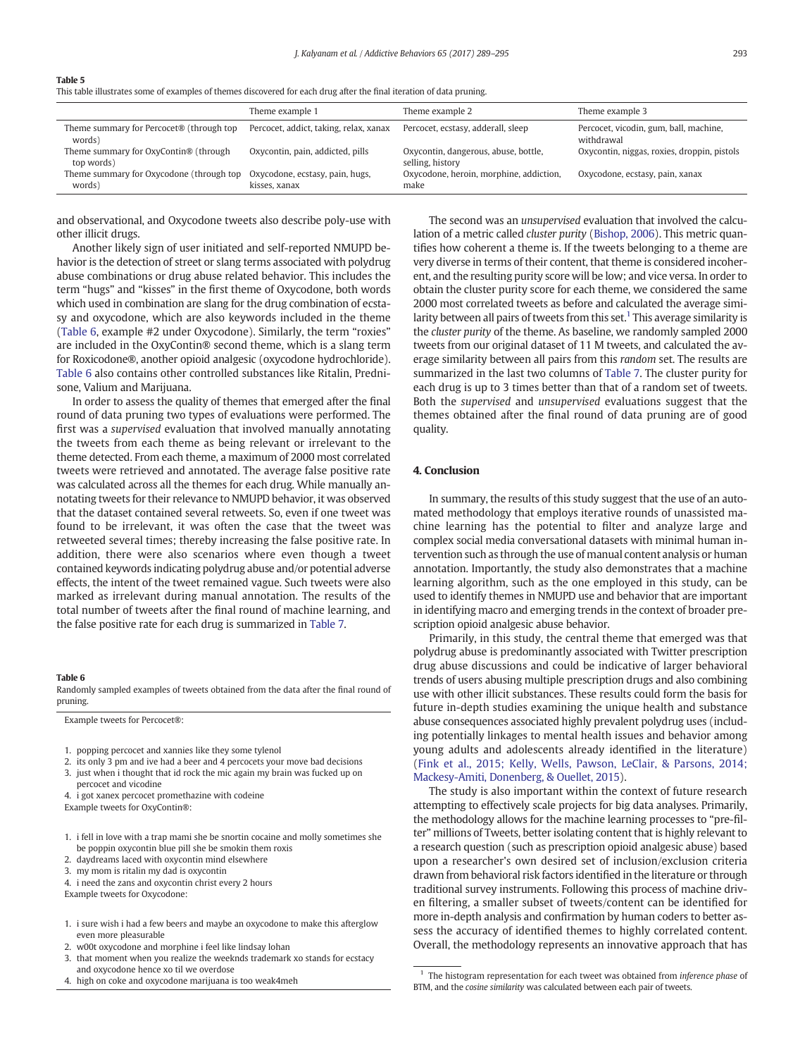**Table 5**
This table illustrates some of examples of themes discovered for each drug after the final iteration of data pruning.

| | Theme example 1 | Theme example 2 | Theme example 3 |
|---|---|---|---|
| Theme summary for Percocet® (through top words) | Percocet, addict, taking, relax, xanax | Percocet, ecstasy, adderall, sleep | Percocet, vicodin, gum, ball, machine, withdrawal |
| Theme summary for OxyContin® (through top words) | Oxycontin, pain, addicted, pills | Oxycontin, dangerous, abuse, bottle, selling, history | Oxycontin, niggas, roxies, droppin, pistols |
| Theme summary for Oxycodone (through top words) | Oxycodone, ecstasy, pain, hugs, kisses, xanax | Oxycodone, heroin, morphine, addiction, make | Oxycodone, ecstasy, pain, xanax |

and observational, and Oxycodone tweets also describe poly-use with other illicit drugs.

Another likely sign of user initiated and self-reported NMUPD behavior is the detection of street or slang terms associated with polydrug abuse combinations or drug abuse related behavior. This includes the term "hugs" and "kisses" in the first theme of Oxycodone, both words which used in combination are slang for the drug combination of ecstasy and oxycodone, which are also keywords included in the theme (Table 6, example #2 under Oxycodone). Similarly, the term "roxies" are included in the OxyContin® second theme, which is a slang term for Roxicodone®, another opioid analgesic (oxycodone hydrochloride). Table 6 also contains other controlled substances like Ritalin, Prednisone, Valium and Marijuana.

In order to assess the quality of themes that emerged after the final round of data pruning two types of evaluations were performed. The first was a *supervised* evaluation that involved manually annotating the tweets from each theme as being relevant or irrelevant to the theme detected. From each theme, a maximum of 2000 most correlated tweets were retrieved and annotated. The average false positive rate was calculated across all the themes for each drug. While manually annotating tweets for their relevance to NMUPD behavior, it was observed that the dataset contained several retweets. So, even if one tweet was found to be irrelevant, it was often the case that the tweet was retweeted several times; thereby increasing the false positive rate. In addition, there were also scenarios where even though a tweet contained keywords indicating polydrug abuse and/or potential adverse effects, the intent of the tweet remained vague. Such tweets were also marked as irrelevant during manual annotation. The results of the total number of tweets after the final round of machine learning, and the false positive rate for each drug is summarized in Table 7.

**Table 6**
Randomly sampled examples of tweets obtained from the data after the final round of pruning.

Example tweets for Percocet®:

1. popping percocet and xannies like they some tylenol
2. its only 3 pm and ive had a beer and 4 percocets your move bad decisions
3. just when i thought that id rock the mic again my brain was fucked up on percocet and vicodine
4. i got xanex percocet promethazine with codeine

Example tweets for OxyContin®:

1. i fell in love with a trap mami she be snortin cocaine and molly sometimes she be poppin oxycontin blue pill she be smokin them roxis
2. daydreams laced with oxycontin mind elsewhere
3. my mom is ritalin my dad is oxycontin
4. i need the zans and oxycontin christ every 2 hours

Example tweets for Oxycodone:

1. i sure wish i had a few beers and maybe an oxycodone to make this afterglow even more pleasurable
2. w00t oxycodone and morphine i feel like lindsay lohan
3. that moment when you realize the weeknds trademark xo stands for ecstacy and oxycodone hence xo til we overdose
4. high on coke and oxycodone marijuana is too weak4meh

The second was an *unsupervised* evaluation that involved the calculation of a metric called *cluster purity* (Bishop, 2006). This metric quantifies how coherent a theme is. If the tweets belonging to a theme are very diverse in terms of their content, that theme is considered incoherent, and the resulting purity score will be low; and vice versa. In order to obtain the cluster purity score for each theme, we considered the same 2000 most correlated tweets as before and calculated the average similarity between all pairs of tweets from this set.[1] This average similarity is the *cluster purity* of the theme. As baseline, we randomly sampled 2000 tweets from our original dataset of 11 M tweets, and calculated the average similarity between all pairs from this *random* set. The results are summarized in the last two columns of Table 7. The cluster purity for each drug is up to 3 times better than that of a random set of tweets. Both the *supervised* and *unsupervised* evaluations suggest that the themes obtained after the final round of data pruning are of good quality.

## 4. Conclusion

In summary, the results of this study suggest that the use of an automated methodology that employs iterative rounds of unassisted machine learning has the potential to filter and analyze large and complex social media conversational datasets with minimal human intervention such as through the use of manual content analysis or human annotation. Importantly, the study also demonstrates that a machine learning algorithm, such as the one employed in this study, can be used to identify themes in NMUPD use and behavior that are important in identifying macro and emerging trends in the context of broader prescription opioid analgesic abuse behavior.

Primarily, in this study, the central theme that emerged was that polydrug abuse is predominantly associated with Twitter prescription drug abuse discussions and could be indicative of larger behavioral trends of users abusing multiple prescription drugs and also combining use with other illicit substances. These results could form the basis for future in-depth studies examining the unique health and substance abuse consequences associated highly prevalent polydrug uses (including potentially linkages to mental health issues and behavior among young adults and adolescents already identified in the literature) (Fink et al., 2015; Kelly, Wells, Pawson, LeClair, & Parsons, 2014; Mackesy-Amiti, Donenberg, & Ouellet, 2015).

The study is also important within the context of future research attempting to effectively scale projects for big data analyses. Primarily, the methodology allows for the machine learning processes to "pre-filter" millions of Tweets, better isolating content that is highly relevant to a research question (such as prescription opioid analgesic abuse) based upon a researcher's own desired set of inclusion/exclusion criteria drawn from behavioral risk factors identified in the literature or through traditional survey instruments. Following this process of machine driven filtering, a smaller subset of tweets/content can be identified for more in-depth analysis and confirmation by human coders to better assess the accuracy of identified themes to highly correlated content. Overall, the methodology represents an innovative approach that has

[1] The histogram representation for each tweet was obtained from *inference phase* of BTM, and the *cosine similarity* was calculated between each pair of tweets.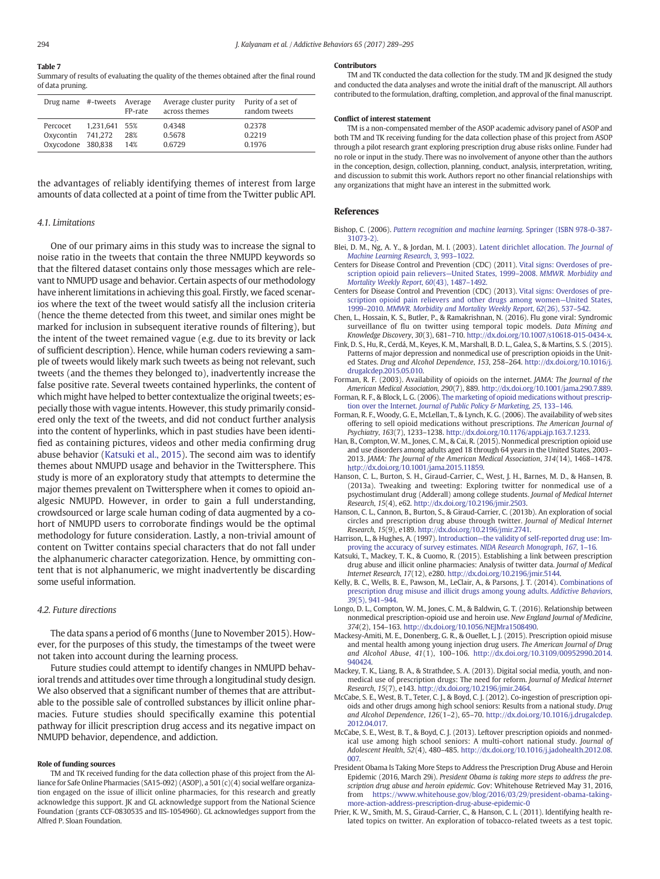**Table 7**
Summary of results of evaluating the quality of the themes obtained after the final round of data pruning.

| Drug name | #-tweets | Average FP-rate | Average cluster purity across themes | Purity of a set of random tweets |
|---|---|---|---|---|
| Percocet | 1,231,641 | 55% | 0.4348 | 0.2378 |
| Oxycontin | 741,272 | 28% | 0.5678 | 0.2219 |
| Oxycodone | 380,838 | 14% | 0.6729 | 0.1976 |

the advantages of reliably identifying themes of interest from large amounts of data collected at a point of time from the Twitter public API.

### 4.1. Limitations

One of our primary aims in this study was to increase the signal to noise ratio in the tweets that contain the three NMUPD keywords so that the filtered dataset contains only those messages which are relevant to NMUPD usage and behavior. Certain aspects of our methodology have inherent limitations in achieving this goal. Firstly, we faced scenarios where the text of the tweet would satisfy all the inclusion criteria (hence the theme detected from this tweet, and similar ones might be marked for inclusion in subsequent iterative rounds of filtering), but the intent of the tweet remained vague (e.g. due to its brevity or lack of sufficient description). Hence, while human coders reviewing a sample of tweets would likely mark such tweets as being not relevant, such tweets (and the themes they belonged to), inadvertently increase the false positive rate. Several tweets contained hyperlinks, the content of which might have helped to better contextualize the original tweets; especially those with vague intents. However, this study primarily considered only the text of the tweets, and did not conduct further analysis into the content of hyperlinks, which in past studies have been identified as containing pictures, videos and other media confirming drug abuse behavior (Katsuki et al., 2015). The second aim was to identify themes about NMUPD usage and behavior in the Twittersphere. This study is more of an exploratory study that attempts to determine the major themes prevalent on Twittersphere when it comes to opioid analgesic NMUPD. However, in order to gain a full understanding, crowdsourced or large scale human coding of data augmented by a cohort of NMUPD users to corroborate findings would be the optimal methodology for future consideration. Lastly, a non-trivial amount of content on Twitter contains special characters that do not fall under the alphanumeric character categorization. Hence, by ommitting content that is not alphanumeric, we might inadvertently be discarding some useful information.

### 4.2. Future directions

The data spans a period of 6 months (June to November 2015). However, for the purposes of this study, the timestamps of the tweet were not taken into account during the learning process.

Future studies could attempt to identify changes in NMUPD behavioral trends and attitudes over time through a longitudinal study design. We also observed that a significant number of themes that are attributable to the possible sale of controlled substances by illicit online pharmacies. Future studies should specifically examine this potential pathway for illicit prescription drug access and its negative impact on NMUPD behavior, dependence, and addiction.

#### Role of funding sources

TM and TK received funding for the data collection phase of this project from the Alliance for Safe Online Pharmacies (SA15-092) (ASOP), a 501(c)(4) social welfare organization engaged on the issue of illicit online pharmacies, for this research and greatly acknowledge this support. JK and GL acknowledge support from the National Science Foundation (grants CCF-0830535 and IIS-1054960). GL acknowledges support from the Alfred P. Sloan Foundation.

#### Contributors

TM and TK conducted the data collection for the study. TM and JK designed the study and conducted the data analyses and wrote the initial draft of the manuscript. All authors contributed to the formulation, drafting, completion, and approval of the final manuscript.

#### Conflict of interest statement

TM is a non-compensated member of the ASOP academic advisory panel of ASOP and both TM and TK receiving funding for the data collection phase of this project from ASOP through a pilot research grant exploring prescription drug abuse risks online. Funder had no role or input in the study. There was no involvement of anyone other than the authors in the conception, design, collection, planning, conduct, analysis, interpretation, writing, and discussion to submit this work. Authors report no other financial relationships with any organizations that might have an interest in the submitted work.

## References

Bishop, C. (2006). *Pattern recognition and machine learning*. Springer (ISBN 978-0-387-31073-2).

Blei, D. M., Ng, A. Y., & Jordan, M. I. (2003). Latent dirichlet allocation. *The Journal of Machine Learning Research*, *3*, 993–1022.

Centers for Disease Control and Prevention (CDC) (2011). Vital signs: Overdoses of prescription opioid pain relievers—United States, 1999–2008. *MMWR. Morbidity and Mortality Weekly Report*, *60*(43), 1487–1492.

Centers for Disease Control and Prevention (CDC) (2013). Vital signs: Overdoses of prescription opioid pain relievers and other drugs among women—United States, 1999–2010. *MMWR. Morbidity and Mortality Weekly Report*, *62*(26), 537–542.

Chen, L., Hossain, K. S., Butler, P., & Ramakrishnan, N. (2016). Flu gone viral: Syndromic surveillance of flu on twitter using temporal topic models. *Data Mining and Knowledge Discovery*, *30*(3), 681–710. http://dx.doi.org/10.1007/s10618-015-0434-x.

Fink, D. S., Hu, R., Cerdá, M., Keyes, K. M., Marshall, B. D. L., Galea, S., & Martins, S. S. (2015). Patterns of major depression and nonmedical use of prescription opioids in the United States. *Drug and Alcohol Dependence*, *153*, 258–264. http://dx.doi.org/10.1016/j.drugalcdep.2015.05.010.

Forman, R. F. (2003). Availability of opioids on the internet. *JAMA: The Journal of the American Medical Association*, *290*(7), 889. http://dx.doi.org/10.1001/jama.290.7.889.

Forman, R. F., & Block, L. G. (2006). The marketing of opioid medications without prescription over the Internet. *Journal of Public Policy & Marketing*, *25*, 133–146.

Forman, R. F., Woody, G. E., McLellan, T., & Lynch, K. G. (2006). The availability of web sites offering to sell opioid medications without prescriptions. *The American Journal of Psychiatry*, *163*(7), 1233–1238. http://dx.doi.org/10.1176/appi.ajp.163.7.1233.

Han, B., Compton, W. M., Jones, C. M., & Cai, R. (2015). Nonmedical prescription opioid use and use disorders among adults aged 18 through 64 years in the United States, 2003–2013. *JAMA: The Journal of the American Medical Association*, *314*(14), 1468–1478. http://dx.doi.org/10.1001/jama.2015.11859.

Hanson, C. L., Burton, S. H., Giraud-Carrier, C., West, J. H., Barnes, M. D., & Hansen, B. (2013a). Tweaking and tweeting: Exploring twitter for nonmedical use of a psychostimulant drug (Adderall) among college students. *Journal of Medical Internet Research*, *15*(4), e62. http://dx.doi.org/10.2196/jmir.2503.

Hanson, C. L., Cannon, B., Burton, S., & Giraud-Carrier, C. (2013b). An exploration of social circles and prescription drug abuse through twitter. *Journal of Medical Internet Research*, *15*(9), e189. http://dx.doi.org/10.2196/jmir.2741.

Harrison, L., & Hughes, A. (1997). Introduction—the validity of self-reported drug use: Improving the accuracy of survey estimates. *NIDA Research Monograph*, *167*, 1–16.

Katsuki, T., Mackey, T. K., & Cuomo, R. (2015). Establishing a link between prescription drug abuse and illicit online pharmacies: Analysis of twitter data. *Journal of Medical Internet Research*, *17*(12), e280. http://dx.doi.org/10.2196/jmir.5144.

Kelly, B. C., Wells, B. E., Pawson, M., LeClair, A., & Parsons, J. T. (2014). Combinations of prescription drug misuse and illicit drugs among young adults. *Addictive Behaviors*, *39*(5), 941–944.

Longo, D. L., Compton, W. M., Jones, C. M., & Baldwin, G. T. (2016). Relationship between nonmedical prescription-opioid use and heroin use. *New England Journal of Medicine*, *374*(2), 154–163. http://dx.doi.org/10.1056/NEJMra1508490.

Mackesy-Amiti, M. E., Donenberg, G. R., & Ouellet, L. J. (2015). Prescription opioid misuse and mental health among young injection drug users. *The American Journal of Drug and Alcohol Abuse*, *41*(1), 100–106. http://dx.doi.org/10.3109/00952990.2014.940424.

Mackey, T. K., Liang, B. A., & Strathdee, S. A. (2013). Digital social media, youth, and nonmedical use of prescription drugs: The need for reform. *Journal of Medical Internet Research*, *15*(7), e143. http://dx.doi.org/10.2196/jmir.2464.

McCabe, S. E., West, B. T., Teter, C. J., & Boyd, C. J. (2012). Co-ingestion of prescription opioids and other drugs among high school seniors: Results from a national study. *Drug and Alcohol Dependence*, *126*(1–2), 65–70. http://dx.doi.org/10.1016/j.drugalcdep.2012.04.017.

McCabe, S. E., West, B. T., & Boyd, C. J. (2013). Leftover prescription opioids and nonmedical use among high school seniors: A multi-cohort national study. *Journal of Adolescent Health*, *52*(4), 480–485. http://dx.doi.org/10.1016/j.jadohealth.2012.08.007.

President Obama Is Taking More Steps to Address the Prescription Drug Abuse and Heroin Epidemic (2016, March 29i). *President Obama is taking more steps to address the prescription drug abuse and heroin epidemic.* Gov: Whitehouse Retrieved May 31, 2016, from https://www.whitehouse.gov/blog/2016/03/29/president-obama-taking-more-action-address-prescription-drug-abuse-epidemic-0

Prier, K. W., Smith, M. S., Giraud-Carrier, C., & Hanson, C. L. (2011). Identifying health related topics on twitter. An exploration of tobacco-related tweets as a test topic.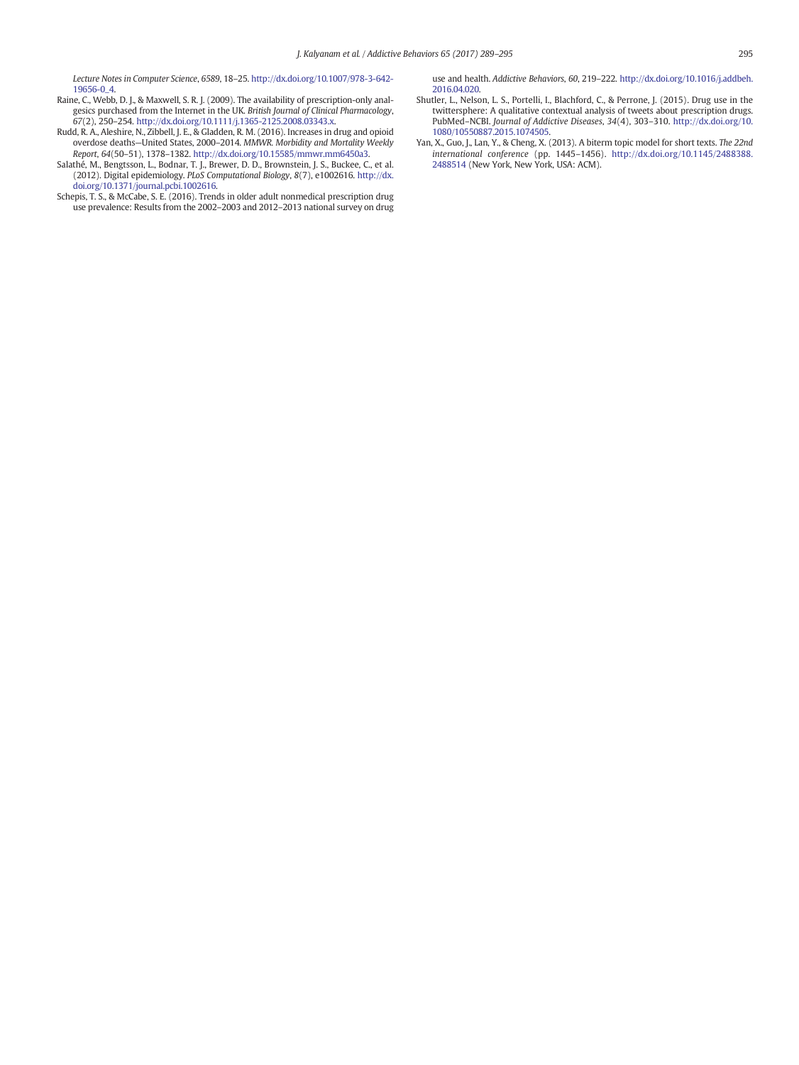*Lecture Notes in Computer Science*, *6589*, 18–25. http://dx.doi.org/10.1007/978-3-642-19656-0_4.

Raine, C., Webb, D. J., & Maxwell, S. R. J. (2009). The availability of prescription-only analgesics purchased from the Internet in the UK. *British Journal of Clinical Pharmacology*, *67*(2), 250–254. http://dx.doi.org/10.1111/j.1365-2125.2008.03343.x.

Rudd, R. A., Aleshire, N., Zibbell, J. E., & Gladden, R. M. (2016). Increases in drug and opioid overdose deaths—United States, 2000–2014. *MMWR. Morbidity and Mortality Weekly Report*, *64*(50–51), 1378–1382. http://dx.doi.org/10.15585/mmwr.mm6450a3.

Salathé, M., Bengtsson, L., Bodnar, T. J., Brewer, D. D., Brownstein, J. S., Buckee, C., et al. (2012). Digital epidemiology. *PLoS Computational Biology*, *8*(7), e1002616. http://dx.doi.org/10.1371/journal.pcbi.1002616.

Schepis, T. S., & McCabe, S. E. (2016). Trends in older adult nonmedical prescription drug use prevalence: Results from the 2002–2003 and 2012–2013 national survey on drug use and health. *Addictive Behaviors*, *60*, 219–222. http://dx.doi.org/10.1016/j.addbeh.2016.04.020.

Shutler, L., Nelson, L. S., Portelli, I., Blachford, C., & Perrone, J. (2015). Drug use in the twittersphere: A qualitative contextual analysis of tweets about prescription drugs. PubMed–NCBI. *Journal of Addictive Diseases*, *34*(4), 303–310. http://dx.doi.org/10.1080/10550887.2015.1074505.

Yan, X., Guo, J., Lan, Y., & Cheng, X. (2013). A biterm topic model for short texts. *The 22nd international conference* (pp. 1445–1456). http://dx.doi.org/10.1145/2488388.2488514 (New York, New York, USA: ACM).